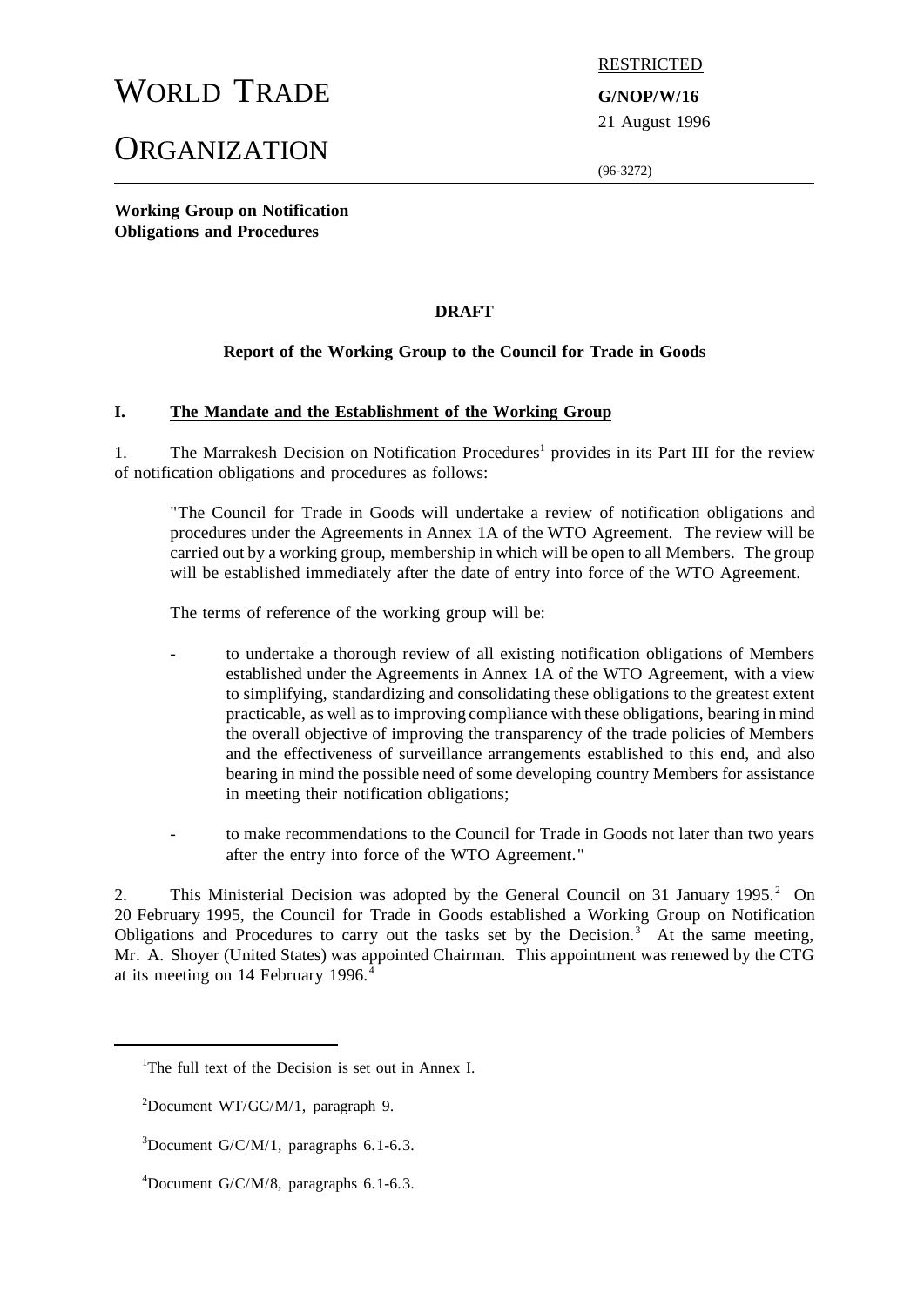WORLD TRADE

ORGANIZATION

RESTRICTED

**G/NOP/W/16**

21 August 1996

(96-3272)

**Working Group on Notification Obligations and Procedures**

**DRAFT**

**Report of the Working Group to the Council for Trade in Goods**

## I. The Mandate and the Establishment of the Working Group

1. The Marrakesh Decision on Notification Procedures[1] provides in its Part III for the review of notification obligations and procedures as follows:

> "The Council for Trade in Goods will undertake a review of notification obligations and procedures under the Agreements in Annex 1A of the WTO Agreement. The review will be carried out by a working group, membership in which will be open to all Members. The group will be established immediately after the date of entry into force of the WTO Agreement.
>
> The terms of reference of the working group will be:
>
> - to undertake a thorough review of all existing notification obligations of Members established under the Agreements in Annex 1A of the WTO Agreement, with a view to simplifying, standardizing and consolidating these obligations to the greatest extent practicable, as well as to improving compliance with these obligations, bearing in mind the overall objective of improving the transparency of the trade policies of Members and the effectiveness of surveillance arrangements established to this end, and also bearing in mind the possible need of some developing country Members for assistance in meeting their notification obligations;
>
> - to make recommendations to the Council for Trade in Goods not later than two years after the entry into force of the WTO Agreement."

2. This Ministerial Decision was adopted by the General Council on 31 January 1995.[2] On 20 February 1995, the Council for Trade in Goods established a Working Group on Notification Obligations and Procedures to carry out the tasks set by the Decision.[3] At the same meeting, Mr. A. Shoyer (United States) was appointed Chairman. This appointment was renewed by the CTG at its meeting on 14 February 1996.[4]

---

[1]The full text of the Decision is set out in Annex I.

[2]Document WT/GC/M/1, paragraph 9.

[3]Document G/C/M/1, paragraphs 6.1-6.3.

[4]Document G/C/M/8, paragraphs 6.1-6.3.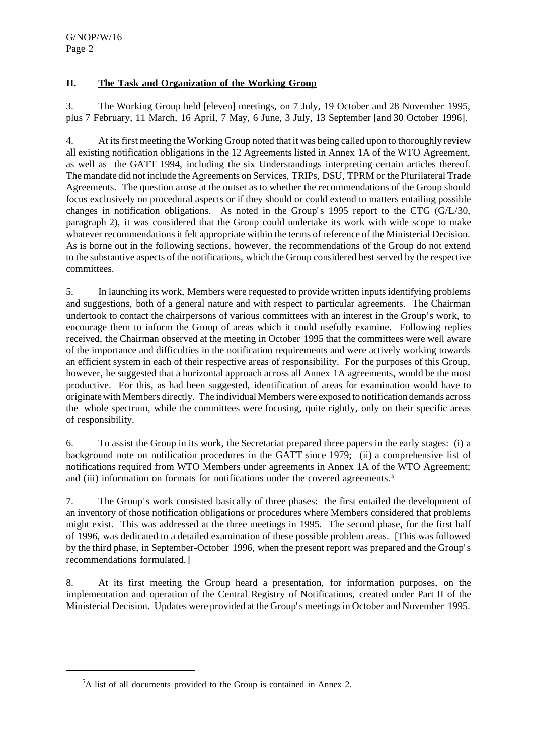## II. The Task and Organization of the Working Group

3. The Working Group held [eleven] meetings, on 7 July, 19 October and 28 November 1995, plus 7 February, 11 March, 16 April, 7 May, 6 June, 3 July, 13 September [and 30 October 1996].

4. At its first meeting the Working Group noted that it was being called upon to thoroughly review all existing notification obligations in the 12 Agreements listed in Annex 1A of the WTO Agreement, as well as the GATT 1994, including the six Understandings interpreting certain articles thereof. The mandate did not include the Agreements on Services, TRIPs, DSU, TPRM or the Plurilateral Trade Agreements. The question arose at the outset as to whether the recommendations of the Group should focus exclusively on procedural aspects or if they should or could extend to matters entailing possible changes in notification obligations. As noted in the Group's 1995 report to the CTG (G/L/30, paragraph 2), it was considered that the Group could undertake its work with wide scope to make whatever recommendations it felt appropriate within the terms of reference of the Ministerial Decision. As is borne out in the following sections, however, the recommendations of the Group do not extend to the substantive aspects of the notifications, which the Group considered best served by the respective committees.

5. In launching its work, Members were requested to provide written inputs identifying problems and suggestions, both of a general nature and with respect to particular agreements. The Chairman undertook to contact the chairpersons of various committees with an interest in the Group's work, to encourage them to inform the Group of areas which it could usefully examine. Following replies received, the Chairman observed at the meeting in October 1995 that the committees were well aware of the importance and difficulties in the notification requirements and were actively working towards an efficient system in each of their respective areas of responsibility. For the purposes of this Group, however, he suggested that a horizontal approach across all Annex 1A agreements, would be the most productive. For this, as had been suggested, identification of areas for examination would have to originate with Members directly. The individual Members were exposed to notification demands across the whole spectrum, while the committees were focusing, quite rightly, only on their specific areas of responsibility.

6. To assist the Group in its work, the Secretariat prepared three papers in the early stages: (i) a background note on notification procedures in the GATT since 1979; (ii) a comprehensive list of notifications required from WTO Members under agreements in Annex 1A of the WTO Agreement; and (iii) information on formats for notifications under the covered agreements.[5]

7. The Group's work consisted basically of three phases: the first entailed the development of an inventory of those notification obligations or procedures where Members considered that problems might exist. This was addressed at the three meetings in 1995. The second phase, for the first half of 1996, was dedicated to a detailed examination of these possible problem areas. [This was followed by the third phase, in September-October 1996, when the present report was prepared and the Group's recommendations formulated.]

8. At its first meeting the Group heard a presentation, for information purposes, on the implementation and operation of the Central Registry of Notifications, created under Part II of the Ministerial Decision. Updates were provided at the Group's meetings in October and November 1995.

---

[5] A list of all documents provided to the Group is contained in Annex 2.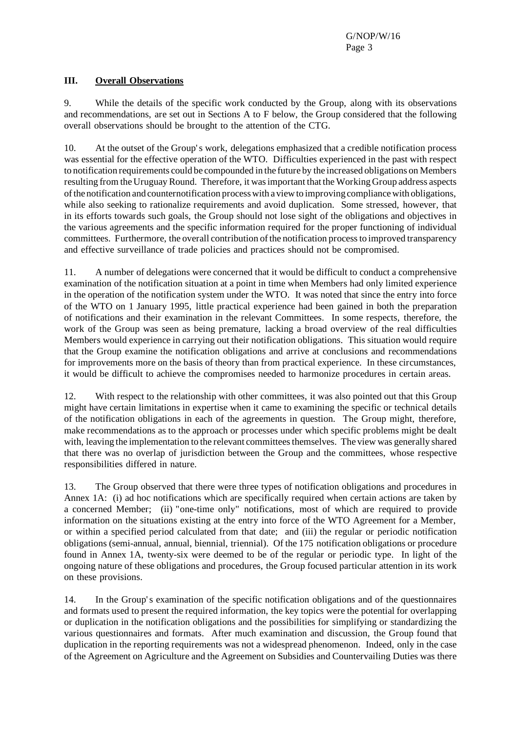## III. Overall Observations

9. While the details of the specific work conducted by the Group, along with its observations and recommendations, are set out in Sections A to F below, the Group considered that the following overall observations should be brought to the attention of the CTG.

10. At the outset of the Group's work, delegations emphasized that a credible notification process was essential for the effective operation of the WTO. Difficulties experienced in the past with respect to notification requirements could be compounded in the future by the increased obligations on Members resulting from the Uruguay Round. Therefore, it was important that the Working Group address aspects of the notification and counternotification process with a view to improving compliance with obligations, while also seeking to rationalize requirements and avoid duplication. Some stressed, however, that in its efforts towards such goals, the Group should not lose sight of the obligations and objectives in the various agreements and the specific information required for the proper functioning of individual committees. Furthermore, the overall contribution of the notification process to improved transparency and effective surveillance of trade policies and practices should not be compromised.

11. A number of delegations were concerned that it would be difficult to conduct a comprehensive examination of the notification situation at a point in time when Members had only limited experience in the operation of the notification system under the WTO. It was noted that since the entry into force of the WTO on 1 January 1995, little practical experience had been gained in both the preparation of notifications and their examination in the relevant Committees. In some respects, therefore, the work of the Group was seen as being premature, lacking a broad overview of the real difficulties Members would experience in carrying out their notification obligations. This situation would require that the Group examine the notification obligations and arrive at conclusions and recommendations for improvements more on the basis of theory than from practical experience. In these circumstances, it would be difficult to achieve the compromises needed to harmonize procedures in certain areas.

12. With respect to the relationship with other committees, it was also pointed out that this Group might have certain limitations in expertise when it came to examining the specific or technical details of the notification obligations in each of the agreements in question. The Group might, therefore, make recommendations as to the approach or processes under which specific problems might be dealt with, leaving the implementation to the relevant committees themselves. The view was generally shared that there was no overlap of jurisdiction between the Group and the committees, whose respective responsibilities differed in nature.

13. The Group observed that there were three types of notification obligations and procedures in Annex 1A: (i) ad hoc notifications which are specifically required when certain actions are taken by a concerned Member; (ii) "one-time only" notifications, most of which are required to provide information on the situations existing at the entry into force of the WTO Agreement for a Member, or within a specified period calculated from that date; and (iii) the regular or periodic notification obligations (semi-annual, annual, biennial, triennial). Of the 175 notification obligations or procedure found in Annex 1A, twenty-six were deemed to be of the regular or periodic type. In light of the ongoing nature of these obligations and procedures, the Group focused particular attention in its work on these provisions.

14. In the Group's examination of the specific notification obligations and of the questionnaires and formats used to present the required information, the key topics were the potential for overlapping or duplication in the notification obligations and the possibilities for simplifying or standardizing the various questionnaires and formats. After much examination and discussion, the Group found that duplication in the reporting requirements was not a widespread phenomenon. Indeed, only in the case of the Agreement on Agriculture and the Agreement on Subsidies and Countervailing Duties was there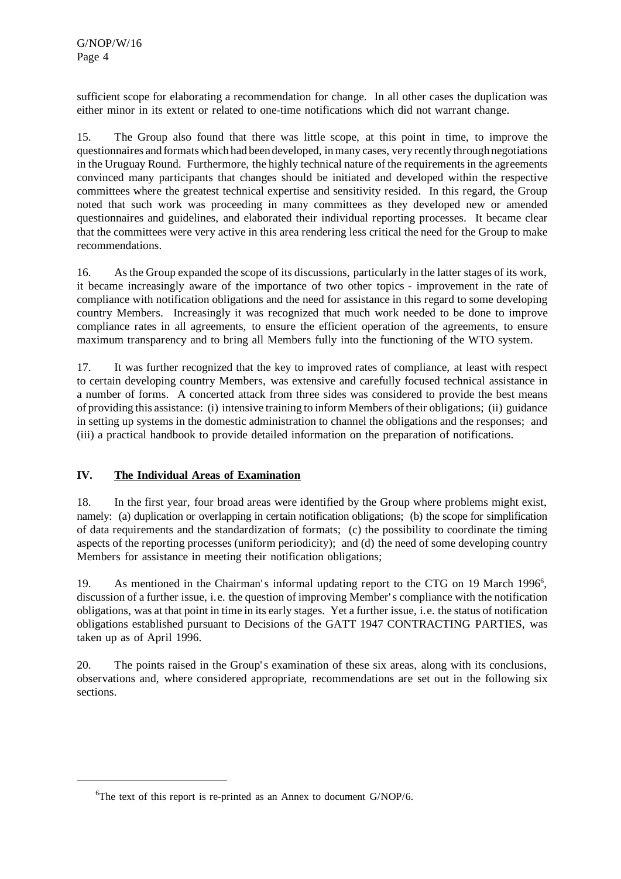sufficient scope for elaborating a recommendation for change. In all other cases the duplication was either minor in its extent or related to one-time notifications which did not warrant change.

15. The Group also found that there was little scope, at this point in time, to improve the questionnaires and formats which had been developed, in many cases, very recently through negotiations in the Uruguay Round. Furthermore, the highly technical nature of the requirements in the agreements convinced many participants that changes should be initiated and developed within the respective committees where the greatest technical expertise and sensitivity resided. In this regard, the Group noted that such work was proceeding in many committees as they developed new or amended questionnaires and guidelines, and elaborated their individual reporting processes. It became clear that the committees were very active in this area rendering less critical the need for the Group to make recommendations.

16. As the Group expanded the scope of its discussions, particularly in the latter stages of its work, it became increasingly aware of the importance of two other topics - improvement in the rate of compliance with notification obligations and the need for assistance in this regard to some developing country Members. Increasingly it was recognized that much work needed to be done to improve compliance rates in all agreements, to ensure the efficient operation of the agreements, to ensure maximum transparency and to bring all Members fully into the functioning of the WTO system.

17. It was further recognized that the key to improved rates of compliance, at least with respect to certain developing country Members, was extensive and carefully focused technical assistance in a number of forms. A concerted attack from three sides was considered to provide the best means of providing this assistance: (i) intensive training to inform Members of their obligations; (ii) guidance in setting up systems in the domestic administration to channel the obligations and the responses; and (iii) a practical handbook to provide detailed information on the preparation of notifications.

## IV. The Individual Areas of Examination

18. In the first year, four broad areas were identified by the Group where problems might exist, namely: (a) duplication or overlapping in certain notification obligations; (b) the scope for simplification of data requirements and the standardization of formats; (c) the possibility to coordinate the timing aspects of the reporting processes (uniform periodicity); and (d) the need of some developing country Members for assistance in meeting their notification obligations;

19. As mentioned in the Chairman's informal updating report to the CTG on 19 March 1996[6], discussion of a further issue, i.e. the question of improving Member's compliance with the notification obligations, was at that point in time in its early stages. Yet a further issue, i.e. the status of notification obligations established pursuant to Decisions of the GATT 1947 CONTRACTING PARTIES, was taken up as of April 1996.

20. The points raised in the Group's examination of these six areas, along with its conclusions, observations and, where considered appropriate, recommendations are set out in the following six sections.

[6]The text of this report is re-printed as an Annex to document G/NOP/6.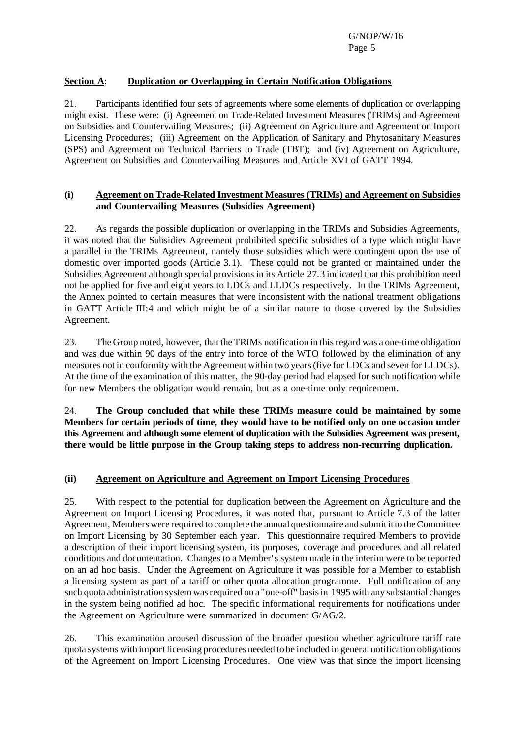**Section A**: **Duplication or Overlapping in Certain Notification Obligations**

21. Participants identified four sets of agreements where some elements of duplication or overlapping might exist. These were: (i) Agreement on Trade-Related Investment Measures (TRIMs) and Agreement on Subsidies and Countervailing Measures; (ii) Agreement on Agriculture and Agreement on Import Licensing Procedures; (iii) Agreement on the Application of Sanitary and Phytosanitary Measures (SPS) and Agreement on Technical Barriers to Trade (TBT); and (iv) Agreement on Agriculture, Agreement on Subsidies and Countervailing Measures and Article XVI of GATT 1994.

### (i) Agreement on Trade-Related Investment Measures (TRIMs) and Agreement on Subsidies and Countervailing Measures (Subsidies Agreement)

22. As regards the possible duplication or overlapping in the TRIMs and Subsidies Agreements, it was noted that the Subsidies Agreement prohibited specific subsidies of a type which might have a parallel in the TRIMs Agreement, namely those subsidies which were contingent upon the use of domestic over imported goods (Article 3.1). These could not be granted or maintained under the Subsidies Agreement although special provisions in its Article 27.3 indicated that this prohibition need not be applied for five and eight years to LDCs and LLDCs respectively. In the TRIMs Agreement, the Annex pointed to certain measures that were inconsistent with the national treatment obligations in GATT Article III:4 and which might be of a similar nature to those covered by the Subsidies Agreement.

23. The Group noted, however, that the TRIMs notification in this regard was a one-time obligation and was due within 90 days of the entry into force of the WTO followed by the elimination of any measures not in conformity with the Agreement within two years (five for LDCs and seven for LLDCs). At the time of the examination of this matter, the 90-day period had elapsed for such notification while for new Members the obligation would remain, but as a one-time only requirement.

24. **The Group concluded that while these TRIMs measure could be maintained by some Members for certain periods of time, they would have to be notified only on one occasion under this Agreement and although some element of duplication with the Subsidies Agreement was present, there would be little purpose in the Group taking steps to address non-recurring duplication.**

### (ii) Agreement on Agriculture and Agreement on Import Licensing Procedures

25. With respect to the potential for duplication between the Agreement on Agriculture and the Agreement on Import Licensing Procedures, it was noted that, pursuant to Article 7.3 of the latter Agreement, Members were required to complete the annual questionnaire and submit it to the Committee on Import Licensing by 30 September each year. This questionnaire required Members to provide a description of their import licensing system, its purposes, coverage and procedures and all related conditions and documentation. Changes to a Member's system made in the interim were to be reported on an ad hoc basis. Under the Agreement on Agriculture it was possible for a Member to establish a licensing system as part of a tariff or other quota allocation programme. Full notification of any such quota administration system was required on a "one-off" basis in 1995 with any substantial changes in the system being notified ad hoc. The specific informational requirements for notifications under the Agreement on Agriculture were summarized in document G/AG/2.

26. This examination aroused discussion of the broader question whether agriculture tariff rate quota systems with import licensing procedures needed to be included in general notification obligations of the Agreement on Import Licensing Procedures. One view was that since the import licensing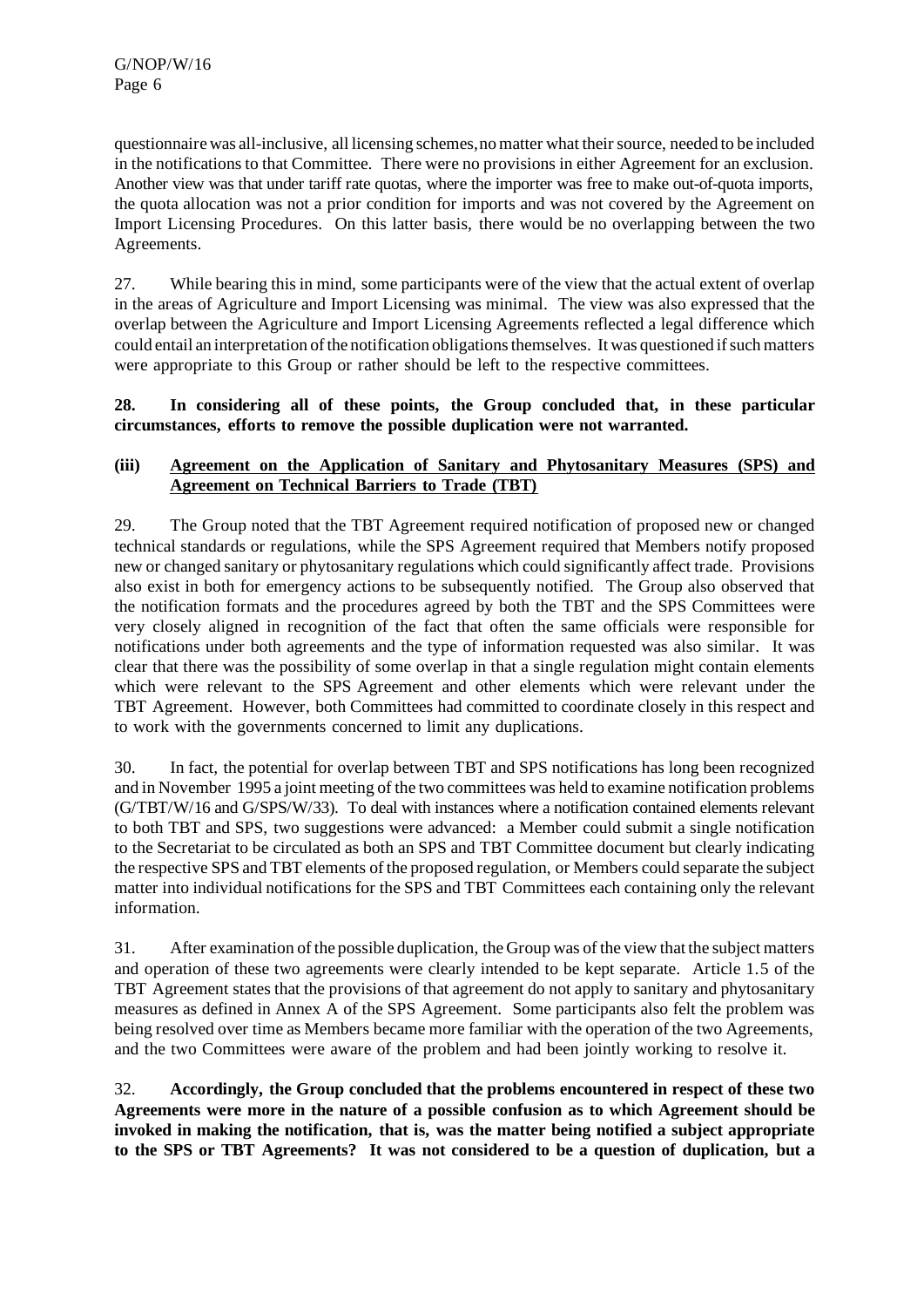questionnaire was all-inclusive, all licensing schemes, no matter what their source, needed to be included in the notifications to that Committee. There were no provisions in either Agreement for an exclusion. Another view was that under tariff rate quotas, where the importer was free to make out-of-quota imports, the quota allocation was not a prior condition for imports and was not covered by the Agreement on Import Licensing Procedures. On this latter basis, there would be no overlapping between the two Agreements.

27. While bearing this in mind, some participants were of the view that the actual extent of overlap in the areas of Agriculture and Import Licensing was minimal. The view was also expressed that the overlap between the Agriculture and Import Licensing Agreements reflected a legal difference which could entail an interpretation of the notification obligations themselves. It was questioned if such matters were appropriate to this Group or rather should be left to the respective committees.

**28. In considering all of these points, the Group concluded that, in these particular circumstances, efforts to remove the possible duplication were not warranted.**

### (iii) Agreement on the Application of Sanitary and Phytosanitary Measures (SPS) and Agreement on Technical Barriers to Trade (TBT)

29. The Group noted that the TBT Agreement required notification of proposed new or changed technical standards or regulations, while the SPS Agreement required that Members notify proposed new or changed sanitary or phytosanitary regulations which could significantly affect trade. Provisions also exist in both for emergency actions to be subsequently notified. The Group also observed that the notification formats and the procedures agreed by both the TBT and the SPS Committees were very closely aligned in recognition of the fact that often the same officials were responsible for notifications under both agreements and the type of information requested was also similar. It was clear that there was the possibility of some overlap in that a single regulation might contain elements which were relevant to the SPS Agreement and other elements which were relevant under the TBT Agreement. However, both Committees had committed to coordinate closely in this respect and to work with the governments concerned to limit any duplications.

30. In fact, the potential for overlap between TBT and SPS notifications has long been recognized and in November 1995 a joint meeting of the two committees was held to examine notification problems (G/TBT/W/16 and G/SPS/W/33). To deal with instances where a notification contained elements relevant to both TBT and SPS, two suggestions were advanced: a Member could submit a single notification to the Secretariat to be circulated as both an SPS and TBT Committee document but clearly indicating the respective SPS and TBT elements of the proposed regulation, or Members could separate the subject matter into individual notifications for the SPS and TBT Committees each containing only the relevant information.

31. After examination of the possible duplication, the Group was of the view that the subject matters and operation of these two agreements were clearly intended to be kept separate. Article 1.5 of the TBT Agreement states that the provisions of that agreement do not apply to sanitary and phytosanitary measures as defined in Annex A of the SPS Agreement. Some participants also felt the problem was being resolved over time as Members became more familiar with the operation of the two Agreements, and the two Committees were aware of the problem and had been jointly working to resolve it.

32. **Accordingly, the Group concluded that the problems encountered in respect of these two Agreements were more in the nature of a possible confusion as to which Agreement should be invoked in making the notification, that is, was the matter being notified a subject appropriate to the SPS or TBT Agreements? It was not considered to be a question of duplication, but a**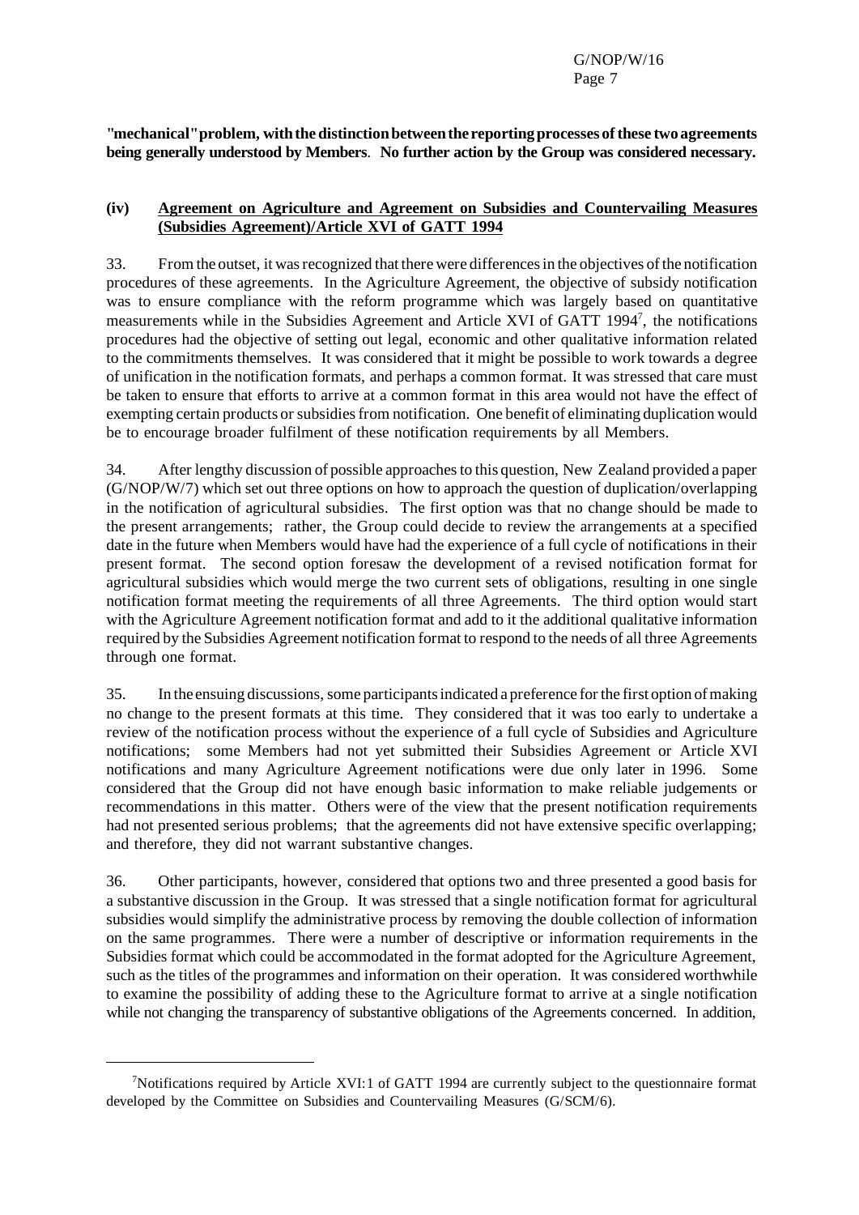**"mechanical" problem, with the distinction between the reporting processes of these two agreements being generally understood by Members**. **No further action by the Group was considered necessary.**

**(iv) Agreement on Agriculture and Agreement on Subsidies and Countervailing Measures (Subsidies Agreement)/Article XVI of GATT 1994**

33. From the outset, it was recognized that there were differences in the objectives of the notification procedures of these agreements. In the Agriculture Agreement, the objective of subsidy notification was to ensure compliance with the reform programme which was largely based on quantitative measurements while in the Subsidies Agreement and Article XVI of GATT 1994[7], the notifications procedures had the objective of setting out legal, economic and other qualitative information related to the commitments themselves. It was considered that it might be possible to work towards a degree of unification in the notification formats, and perhaps a common format. It was stressed that care must be taken to ensure that efforts to arrive at a common format in this area would not have the effect of exempting certain products or subsidies from notification. One benefit of eliminating duplication would be to encourage broader fulfilment of these notification requirements by all Members.

34. After lengthy discussion of possible approaches to this question, New Zealand provided a paper (G/NOP/W/7) which set out three options on how to approach the question of duplication/overlapping in the notification of agricultural subsidies. The first option was that no change should be made to the present arrangements; rather, the Group could decide to review the arrangements at a specified date in the future when Members would have had the experience of a full cycle of notifications in their present format. The second option foresaw the development of a revised notification format for agricultural subsidies which would merge the two current sets of obligations, resulting in one single notification format meeting the requirements of all three Agreements. The third option would start with the Agriculture Agreement notification format and add to it the additional qualitative information required by the Subsidies Agreement notification format to respond to the needs of all three Agreements through one format.

35. In the ensuing discussions, some participants indicated a preference for the first option of making no change to the present formats at this time. They considered that it was too early to undertake a review of the notification process without the experience of a full cycle of Subsidies and Agriculture notifications; some Members had not yet submitted their Subsidies Agreement or Article XVI notifications and many Agriculture Agreement notifications were due only later in 1996. Some considered that the Group did not have enough basic information to make reliable judgements or recommendations in this matter. Others were of the view that the present notification requirements had not presented serious problems; that the agreements did not have extensive specific overlapping; and therefore, they did not warrant substantive changes.

36. Other participants, however, considered that options two and three presented a good basis for a substantive discussion in the Group. It was stressed that a single notification format for agricultural subsidies would simplify the administrative process by removing the double collection of information on the same programmes. There were a number of descriptive or information requirements in the Subsidies format which could be accommodated in the format adopted for the Agriculture Agreement, such as the titles of the programmes and information on their operation. It was considered worthwhile to examine the possibility of adding these to the Agriculture format to arrive at a single notification while not changing the transparency of substantive obligations of the Agreements concerned. In addition,

---

[7] Notifications required by Article XVI:1 of GATT 1994 are currently subject to the questionnaire format developed by the Committee on Subsidies and Countervailing Measures (G/SCM/6).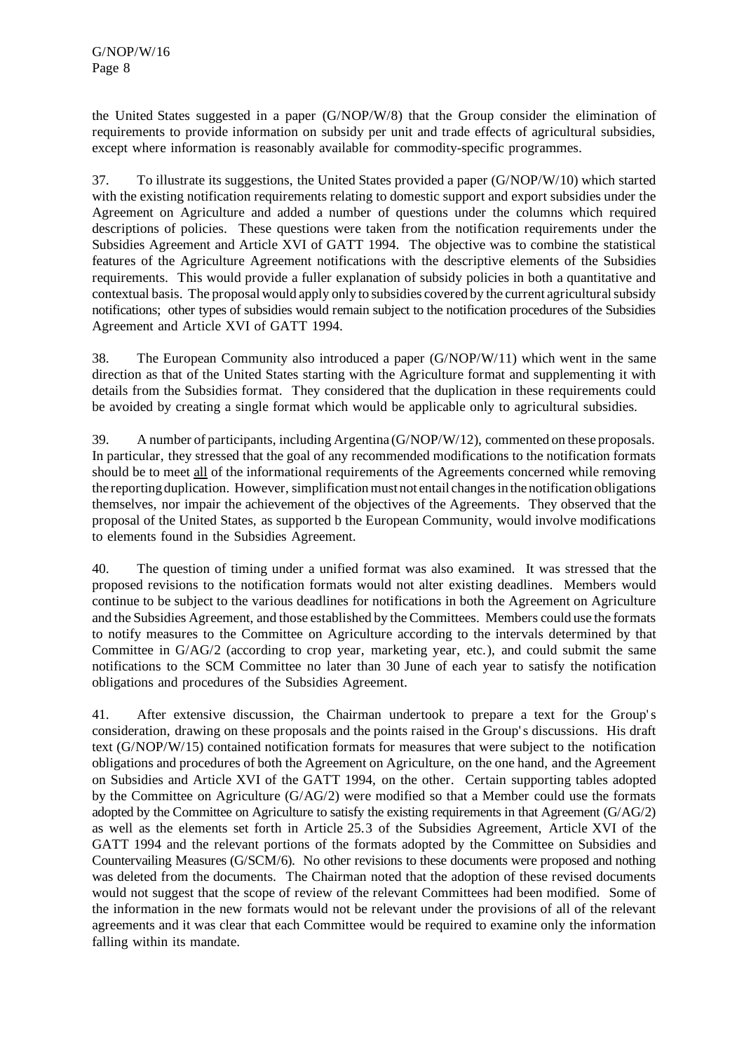the United States suggested in a paper (G/NOP/W/8) that the Group consider the elimination of requirements to provide information on subsidy per unit and trade effects of agricultural subsidies, except where information is reasonably available for commodity-specific programmes.

37. To illustrate its suggestions, the United States provided a paper (G/NOP/W/10) which started with the existing notification requirements relating to domestic support and export subsidies under the Agreement on Agriculture and added a number of questions under the columns which required descriptions of policies. These questions were taken from the notification requirements under the Subsidies Agreement and Article XVI of GATT 1994. The objective was to combine the statistical features of the Agriculture Agreement notifications with the descriptive elements of the Subsidies requirements. This would provide a fuller explanation of subsidy policies in both a quantitative and contextual basis. The proposal would apply only to subsidies covered by the current agricultural subsidy notifications; other types of subsidies would remain subject to the notification procedures of the Subsidies Agreement and Article XVI of GATT 1994.

38. The European Community also introduced a paper (G/NOP/W/11) which went in the same direction as that of the United States starting with the Agriculture format and supplementing it with details from the Subsidies format. They considered that the duplication in these requirements could be avoided by creating a single format which would be applicable only to agricultural subsidies.

39. A number of participants, including Argentina (G/NOP/W/12), commented on these proposals. In particular, they stressed that the goal of any recommended modifications to the notification formats should be to meet <u>all</u> of the informational requirements of the Agreements concerned while removing the reporting duplication. However, simplification must not entail changes in the notification obligations themselves, nor impair the achievement of the objectives of the Agreements. They observed that the proposal of the United States, as supported b the European Community, would involve modifications to elements found in the Subsidies Agreement.

40. The question of timing under a unified format was also examined. It was stressed that the proposed revisions to the notification formats would not alter existing deadlines. Members would continue to be subject to the various deadlines for notifications in both the Agreement on Agriculture and the Subsidies Agreement, and those established by the Committees. Members could use the formats to notify measures to the Committee on Agriculture according to the intervals determined by that Committee in G/AG/2 (according to crop year, marketing year, etc.), and could submit the same notifications to the SCM Committee no later than 30 June of each year to satisfy the notification obligations and procedures of the Subsidies Agreement.

41. After extensive discussion, the Chairman undertook to prepare a text for the Group's consideration, drawing on these proposals and the points raised in the Group's discussions. His draft text (G/NOP/W/15) contained notification formats for measures that were subject to the notification obligations and procedures of both the Agreement on Agriculture, on the one hand, and the Agreement on Subsidies and Article XVI of the GATT 1994, on the other. Certain supporting tables adopted by the Committee on Agriculture (G/AG/2) were modified so that a Member could use the formats adopted by the Committee on Agriculture to satisfy the existing requirements in that Agreement (G/AG/2) as well as the elements set forth in Article 25.3 of the Subsidies Agreement, Article XVI of the GATT 1994 and the relevant portions of the formats adopted by the Committee on Subsidies and Countervailing Measures (G/SCM/6). No other revisions to these documents were proposed and nothing was deleted from the documents. The Chairman noted that the adoption of these revised documents would not suggest that the scope of review of the relevant Committees had been modified. Some of the information in the new formats would not be relevant under the provisions of all of the relevant agreements and it was clear that each Committee would be required to examine only the information falling within its mandate.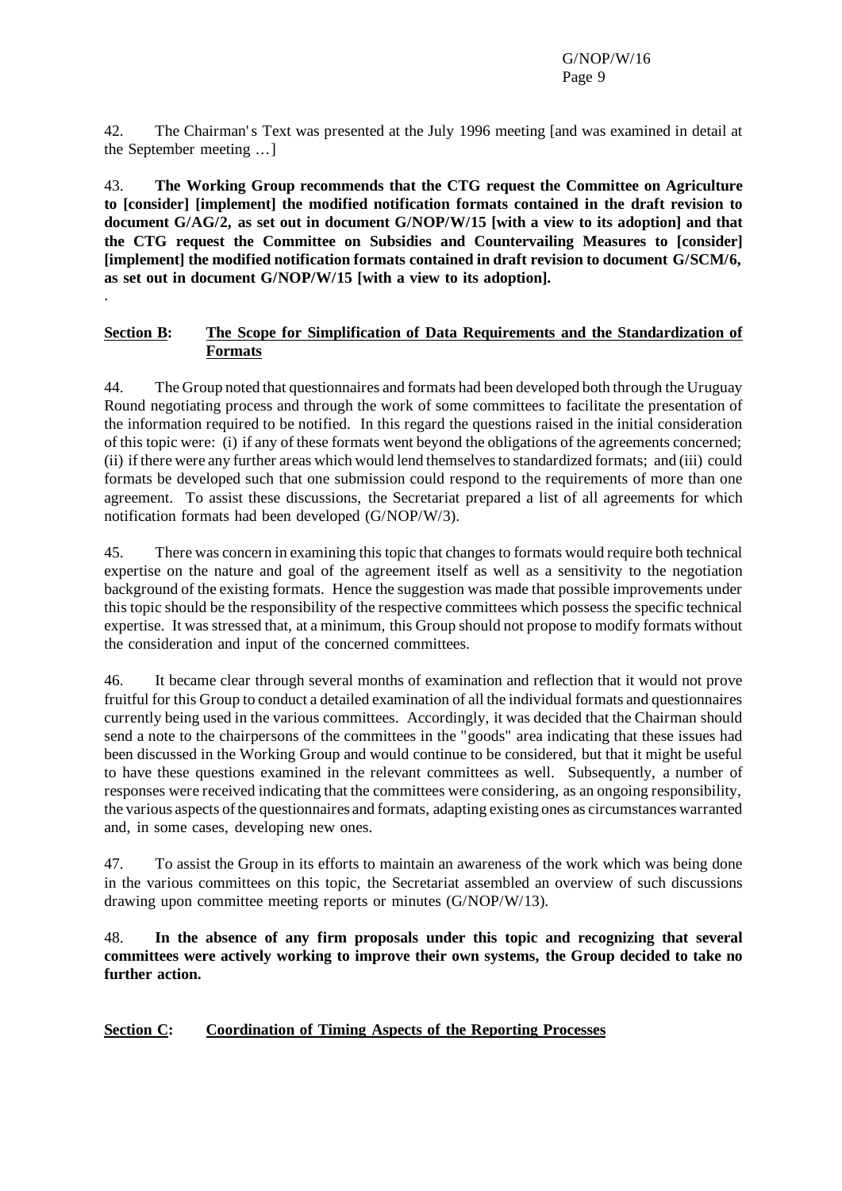42. The Chairman's Text was presented at the July 1996 meeting [and was examined in detail at the September meeting …]

43. **The Working Group recommends that the CTG request the Committee on Agriculture to [consider] [implement] the modified notification formats contained in the draft revision to document G/AG/2, as set out in document G/NOP/W/15 [with a view to its adoption] and that the CTG request the Committee on Subsidies and Countervailing Measures to [consider] [implement] the modified notification formats contained in draft revision to document G/SCM/6, as set out in document G/NOP/W/15 [with a view to its adoption].**

.

**<u>Section B</u>: <u>The Scope for Simplification of Data Requirements and the Standardization of Formats</u>**

44. The Group noted that questionnaires and formats had been developed both through the Uruguay Round negotiating process and through the work of some committees to facilitate the presentation of the information required to be notified. In this regard the questions raised in the initial consideration of this topic were: (i) if any of these formats went beyond the obligations of the agreements concerned; (ii) if there were any further areas which would lend themselves to standardized formats; and (iii) could formats be developed such that one submission could respond to the requirements of more than one agreement. To assist these discussions, the Secretariat prepared a list of all agreements for which notification formats had been developed (G/NOP/W/3).

45. There was concern in examining this topic that changes to formats would require both technical expertise on the nature and goal of the agreement itself as well as a sensitivity to the negotiation background of the existing formats. Hence the suggestion was made that possible improvements under this topic should be the responsibility of the respective committees which possess the specific technical expertise. It was stressed that, at a minimum, this Group should not propose to modify formats without the consideration and input of the concerned committees.

46. It became clear through several months of examination and reflection that it would not prove fruitful for this Group to conduct a detailed examination of all the individual formats and questionnaires currently being used in the various committees. Accordingly, it was decided that the Chairman should send a note to the chairpersons of the committees in the "goods" area indicating that these issues had been discussed in the Working Group and would continue to be considered, but that it might be useful to have these questions examined in the relevant committees as well. Subsequently, a number of responses were received indicating that the committees were considering, as an ongoing responsibility, the various aspects of the questionnaires and formats, adapting existing ones as circumstances warranted and, in some cases, developing new ones.

47. To assist the Group in its efforts to maintain an awareness of the work which was being done in the various committees on this topic, the Secretariat assembled an overview of such discussions drawing upon committee meeting reports or minutes (G/NOP/W/13).

48. **In the absence of any firm proposals under this topic and recognizing that several committees were actively working to improve their own systems, the Group decided to take no further action.**

**<u>Section C</u>: <u>Coordination of Timing Aspects of the Reporting Processes</u>**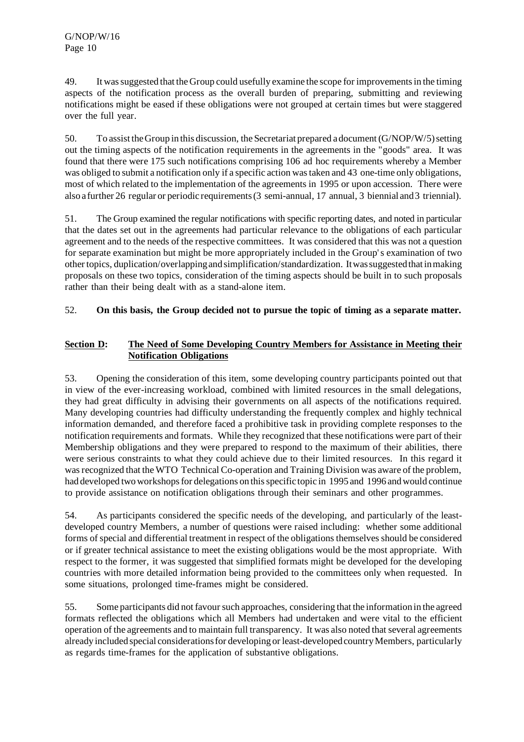49. It was suggested that the Group could usefully examine the scope for improvements in the timing aspects of the notification process as the overall burden of preparing, submitting and reviewing notifications might be eased if these obligations were not grouped at certain times but were staggered over the full year.

50. To assist the Group in this discussion, the Secretariat prepared a document (G/NOP/W/5) setting out the timing aspects of the notification requirements in the agreements in the "goods" area. It was found that there were 175 such notifications comprising 106 ad hoc requirements whereby a Member was obliged to submit a notification only if a specific action was taken and 43 one-time only obligations, most of which related to the implementation of the agreements in 1995 or upon accession. There were also a further 26 regular or periodic requirements (3 semi-annual, 17 annual, 3 biennial and 3 triennial).

51. The Group examined the regular notifications with specific reporting dates, and noted in particular that the dates set out in the agreements had particular relevance to the obligations of each particular agreement and to the needs of the respective committees. It was considered that this was not a question for separate examination but might be more appropriately included in the Group's examination of two other topics, duplication/overlapping and simplification/standardization. It was suggested that in making proposals on these two topics, consideration of the timing aspects should be built in to such proposals rather than their being dealt with as a stand-alone item.

52. **On this basis, the Group decided not to pursue the topic of timing as a separate matter.**

## <u>Section D</u>: <u>The Need of Some Developing Country Members for Assistance in Meeting their Notification Obligations</u>

53. Opening the consideration of this item, some developing country participants pointed out that in view of the ever-increasing workload, combined with limited resources in the small delegations, they had great difficulty in advising their governments on all aspects of the notifications required. Many developing countries had difficulty understanding the frequently complex and highly technical information demanded, and therefore faced a prohibitive task in providing complete responses to the notification requirements and formats. While they recognized that these notifications were part of their Membership obligations and they were prepared to respond to the maximum of their abilities, there were serious constraints to what they could achieve due to their limited resources. In this regard it was recognized that the WTO Technical Co-operation and Training Division was aware of the problem, had developed two workshops for delegations on this specific topic in 1995 and 1996 and would continue to provide assistance on notification obligations through their seminars and other programmes.

54. As participants considered the specific needs of the developing, and particularly of the least-developed country Members, a number of questions were raised including: whether some additional forms of special and differential treatment in respect of the obligations themselves should be considered or if greater technical assistance to meet the existing obligations would be the most appropriate. With respect to the former, it was suggested that simplified formats might be developed for the developing countries with more detailed information being provided to the committees only when requested. In some situations, prolonged time-frames might be considered.

55. Some participants did not favour such approaches, considering that the information in the agreed formats reflected the obligations which all Members had undertaken and were vital to the efficient operation of the agreements and to maintain full transparency. It was also noted that several agreements already included special considerations for developing or least-developed country Members, particularly as regards time-frames for the application of substantive obligations.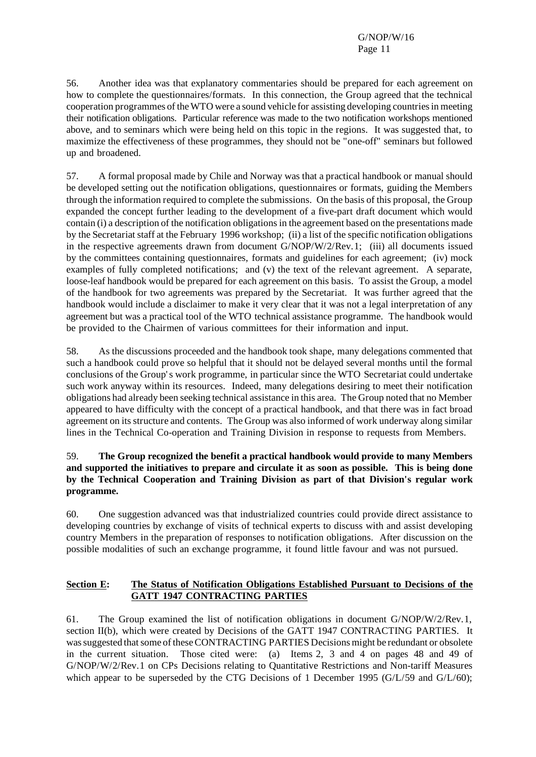56. Another idea was that explanatory commentaries should be prepared for each agreement on how to complete the questionnaires/formats. In this connection, the Group agreed that the technical cooperation programmes of the WTO were a sound vehicle for assisting developing countries in meeting their notification obligations. Particular reference was made to the two notification workshops mentioned above, and to seminars which were being held on this topic in the regions. It was suggested that, to maximize the effectiveness of these programmes, they should not be "one-off" seminars but followed up and broadened.

57. A formal proposal made by Chile and Norway was that a practical handbook or manual should be developed setting out the notification obligations, questionnaires or formats, guiding the Members through the information required to complete the submissions. On the basis of this proposal, the Group expanded the concept further leading to the development of a five-part draft document which would contain (i) a description of the notification obligations in the agreement based on the presentations made by the Secretariat staff at the February 1996 workshop; (ii) a list of the specific notification obligations in the respective agreements drawn from document G/NOP/W/2/Rev.1; (iii) all documents issued by the committees containing questionnaires, formats and guidelines for each agreement; (iv) mock examples of fully completed notifications; and (v) the text of the relevant agreement. A separate, loose-leaf handbook would be prepared for each agreement on this basis. To assist the Group, a model of the handbook for two agreements was prepared by the Secretariat. It was further agreed that the handbook would include a disclaimer to make it very clear that it was not a legal interpretation of any agreement but was a practical tool of the WTO technical assistance programme. The handbook would be provided to the Chairmen of various committees for their information and input.

58. As the discussions proceeded and the handbook took shape, many delegations commented that such a handbook could prove so helpful that it should not be delayed several months until the formal conclusions of the Group's work programme, in particular since the WTO Secretariat could undertake such work anyway within its resources. Indeed, many delegations desiring to meet their notification obligations had already been seeking technical assistance in this area. The Group noted that no Member appeared to have difficulty with the concept of a practical handbook, and that there was in fact broad agreement on its structure and contents. The Group was also informed of work underway along similar lines in the Technical Co-operation and Training Division in response to requests from Members.

59. **The Group recognized the benefit a practical handbook would provide to many Members and supported the initiatives to prepare and circulate it as soon as possible. This is being done by the Technical Cooperation and Training Division as part of that Division's regular work programme.**

60. One suggestion advanced was that industrialized countries could provide direct assistance to developing countries by exchange of visits of technical experts to discuss with and assist developing country Members in the preparation of responses to notification obligations. After discussion on the possible modalities of such an exchange programme, it found little favour and was not pursued.

## Section E: The Status of Notification Obligations Established Pursuant to Decisions of the GATT 1947 CONTRACTING PARTIES

61. The Group examined the list of notification obligations in document G/NOP/W/2/Rev.1, section II(b), which were created by Decisions of the GATT 1947 CONTRACTING PARTIES. It was suggested that some of these CONTRACTING PARTIES Decisions might be redundant or obsolete in the current situation. Those cited were: (a) Items 2, 3 and 4 on pages 48 and 49 of G/NOP/W/2/Rev.1 on CPs Decisions relating to Quantitative Restrictions and Non-tariff Measures which appear to be superseded by the CTG Decisions of 1 December 1995 (G/L/59 and G/L/60);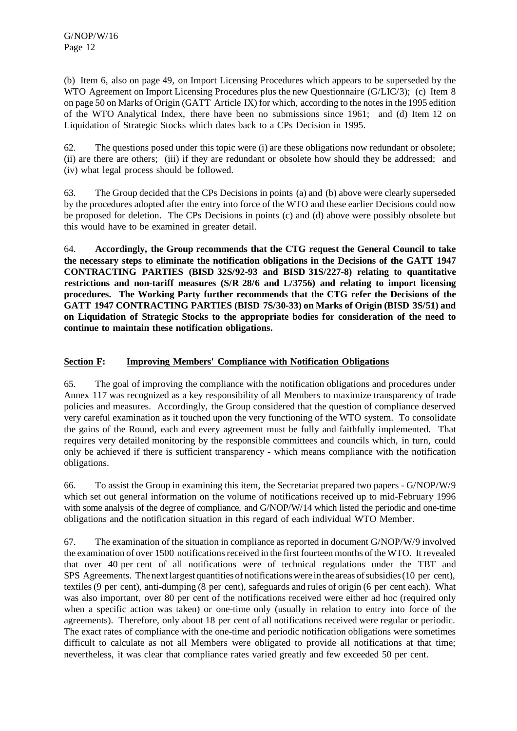(b) Item 6, also on page 49, on Import Licensing Procedures which appears to be superseded by the WTO Agreement on Import Licensing Procedures plus the new Questionnaire (G/LIC/3); (c) Item 8 on page 50 on Marks of Origin (GATT Article IX) for which, according to the notes in the 1995 edition of the WTO Analytical Index, there have been no submissions since 1961; and (d) Item 12 on Liquidation of Strategic Stocks which dates back to a CPs Decision in 1995.

62. The questions posed under this topic were (i) are these obligations now redundant or obsolete; (ii) are there are others; (iii) if they are redundant or obsolete how should they be addressed; and (iv) what legal process should be followed.

63. The Group decided that the CPs Decisions in points (a) and (b) above were clearly superseded by the procedures adopted after the entry into force of the WTO and these earlier Decisions could now be proposed for deletion. The CPs Decisions in points (c) and (d) above were possibly obsolete but this would have to be examined in greater detail.

64. **Accordingly, the Group recommends that the CTG request the General Council to take the necessary steps to eliminate the notification obligations in the Decisions of the GATT 1947 CONTRACTING PARTIES (BISD 32S/92-93 and BISD 31S/227-8) relating to quantitative restrictions and non-tariff measures (S/R 28/6 and L/3756) and relating to import licensing procedures. The Working Party further recommends that the CTG refer the Decisions of the GATT 1947 CONTRACTING PARTIES (BISD 7S/30-33) on Marks of Origin (BISD 3S/51) and on Liquidation of Strategic Stocks to the appropriate bodies for consideration of the need to continue to maintain these notification obligations.**

## Section F: Improving Members' Compliance with Notification Obligations

65. The goal of improving the compliance with the notification obligations and procedures under Annex 117 was recognized as a key responsibility of all Members to maximize transparency of trade policies and measures. Accordingly, the Group considered that the question of compliance deserved very careful examination as it touched upon the very functioning of the WTO system. To consolidate the gains of the Round, each and every agreement must be fully and faithfully implemented. That requires very detailed monitoring by the responsible committees and councils which, in turn, could only be achieved if there is sufficient transparency - which means compliance with the notification obligations.

66. To assist the Group in examining this item, the Secretariat prepared two papers - G/NOP/W/9 which set out general information on the volume of notifications received up to mid-February 1996 with some analysis of the degree of compliance, and G/NOP/W/14 which listed the periodic and one-time obligations and the notification situation in this regard of each individual WTO Member.

67. The examination of the situation in compliance as reported in document G/NOP/W/9 involved the examination of over 1500 notifications received in the first fourteen months of the WTO. It revealed that over 40 per cent of all notifications were of technical regulations under the TBT and SPS Agreements. The next largest quantities of notifications were in the areas of subsidies (10 per cent), textiles (9 per cent), anti-dumping (8 per cent), safeguards and rules of origin (6 per cent each). What was also important, over 80 per cent of the notifications received were either ad hoc (required only when a specific action was taken) or one-time only (usually in relation to entry into force of the agreements). Therefore, only about 18 per cent of all notifications received were regular or periodic. The exact rates of compliance with the one-time and periodic notification obligations were sometimes difficult to calculate as not all Members were obligated to provide all notifications at that time; nevertheless, it was clear that compliance rates varied greatly and few exceeded 50 per cent.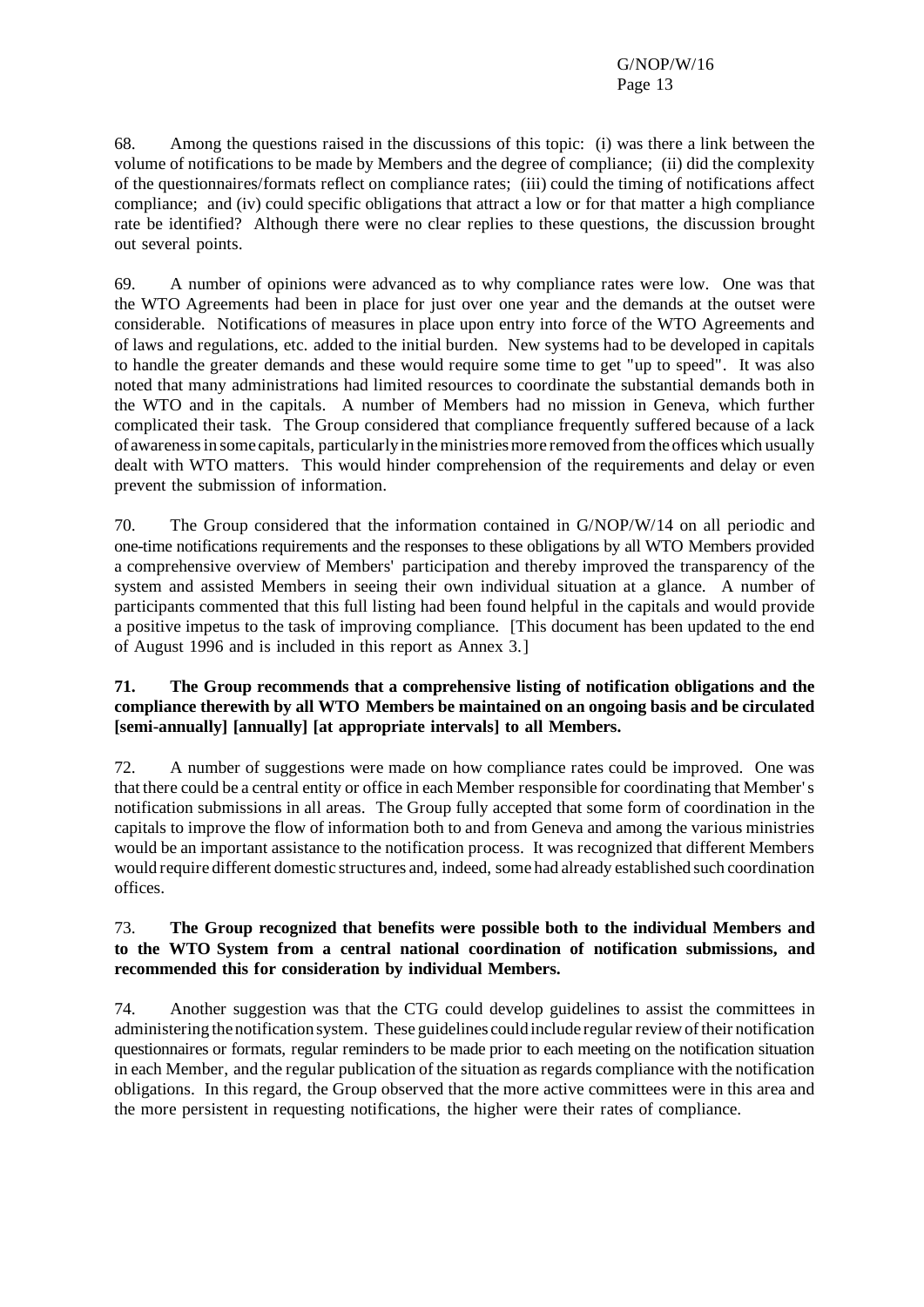68. Among the questions raised in the discussions of this topic: (i) was there a link between the volume of notifications to be made by Members and the degree of compliance; (ii) did the complexity of the questionnaires/formats reflect on compliance rates; (iii) could the timing of notifications affect compliance; and (iv) could specific obligations that attract a low or for that matter a high compliance rate be identified? Although there were no clear replies to these questions, the discussion brought out several points.

69. A number of opinions were advanced as to why compliance rates were low. One was that the WTO Agreements had been in place for just over one year and the demands at the outset were considerable. Notifications of measures in place upon entry into force of the WTO Agreements and of laws and regulations, etc. added to the initial burden. New systems had to be developed in capitals to handle the greater demands and these would require some time to get "up to speed". It was also noted that many administrations had limited resources to coordinate the substantial demands both in the WTO and in the capitals. A number of Members had no mission in Geneva, which further complicated their task. The Group considered that compliance frequently suffered because of a lack of awareness in some capitals, particularly in the ministries more removed from the offices which usually dealt with WTO matters. This would hinder comprehension of the requirements and delay or even prevent the submission of information.

70. The Group considered that the information contained in G/NOP/W/14 on all periodic and one-time notifications requirements and the responses to these obligations by all WTO Members provided a comprehensive overview of Members' participation and thereby improved the transparency of the system and assisted Members in seeing their own individual situation at a glance. A number of participants commented that this full listing had been found helpful in the capitals and would provide a positive impetus to the task of improving compliance. [This document has been updated to the end of August 1996 and is included in this report as Annex 3.]

**71. The Group recommends that a comprehensive listing of notification obligations and the compliance therewith by all WTO Members be maintained on an ongoing basis and be circulated [semi-annually] [annually] [at appropriate intervals] to all Members.**

72. A number of suggestions were made on how compliance rates could be improved. One was that there could be a central entity or office in each Member responsible for coordinating that Member's notification submissions in all areas. The Group fully accepted that some form of coordination in the capitals to improve the flow of information both to and from Geneva and among the various ministries would be an important assistance to the notification process. It was recognized that different Members would require different domestic structures and, indeed, some had already established such coordination offices.

73. **The Group recognized that benefits were possible both to the individual Members and to the WTO System from a central national coordination of notification submissions, and recommended this for consideration by individual Members.**

74. Another suggestion was that the CTG could develop guidelines to assist the committees in administering the notification system. These guidelines could include regular review of their notification questionnaires or formats, regular reminders to be made prior to each meeting on the notification situation in each Member, and the regular publication of the situation as regards compliance with the notification obligations. In this regard, the Group observed that the more active committees were in this area and the more persistent in requesting notifications, the higher were their rates of compliance.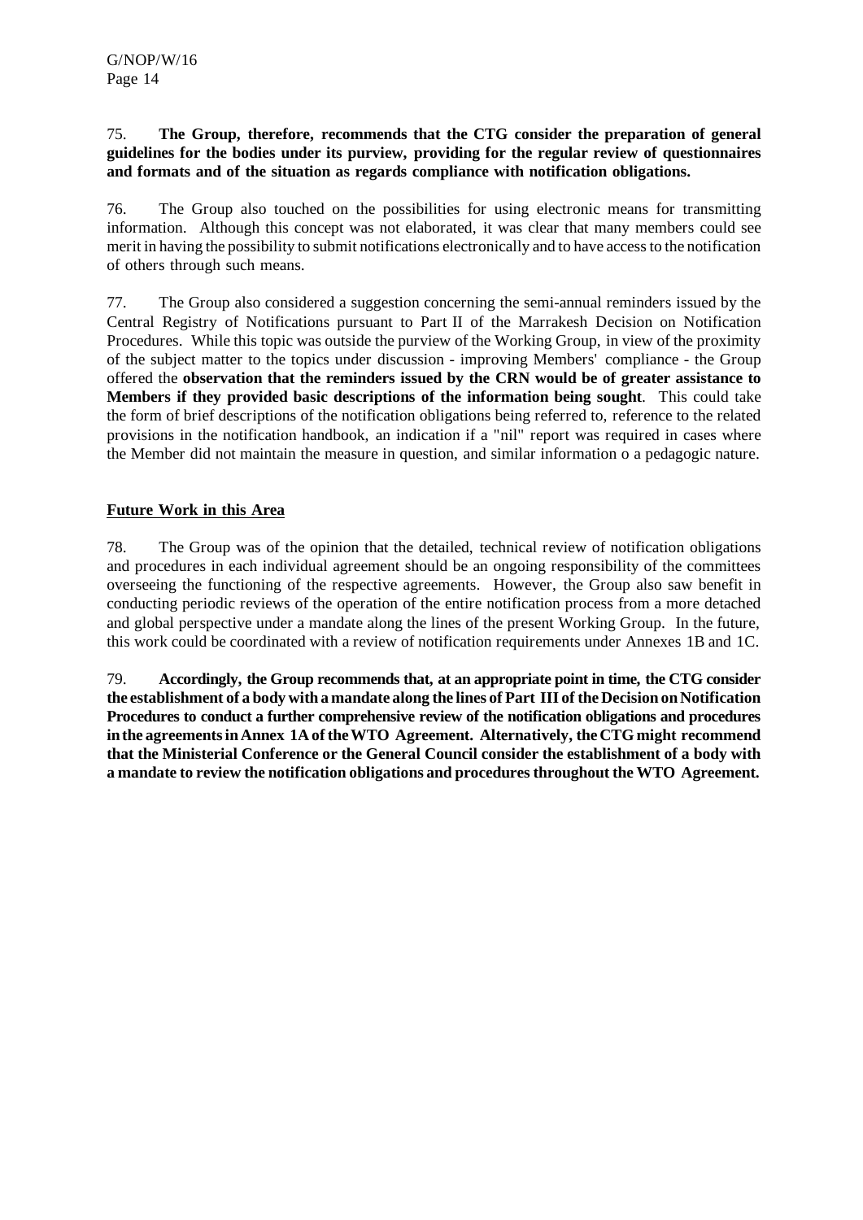75. **The Group, therefore, recommends that the CTG consider the preparation of general guidelines for the bodies under its purview, providing for the regular review of questionnaires and formats and of the situation as regards compliance with notification obligations.**

76. The Group also touched on the possibilities for using electronic means for transmitting information. Although this concept was not elaborated, it was clear that many members could see merit in having the possibility to submit notifications electronically and to have access to the notification of others through such means.

77. The Group also considered a suggestion concerning the semi-annual reminders issued by the Central Registry of Notifications pursuant to Part II of the Marrakesh Decision on Notification Procedures. While this topic was outside the purview of the Working Group, in view of the proximity of the subject matter to the topics under discussion - improving Members' compliance - the Group offered the **observation that the reminders issued by the CRN would be of greater assistance to Members if they provided basic descriptions of the information being sought**. This could take the form of brief descriptions of the notification obligations being referred to, reference to the related provisions in the notification handbook, an indication if a "nil" report was required in cases where the Member did not maintain the measure in question, and similar information o a pedagogic nature.

## Future Work in this Area

78. The Group was of the opinion that the detailed, technical review of notification obligations and procedures in each individual agreement should be an ongoing responsibility of the committees overseeing the functioning of the respective agreements. However, the Group also saw benefit in conducting periodic reviews of the operation of the entire notification process from a more detached and global perspective under a mandate along the lines of the present Working Group. In the future, this work could be coordinated with a review of notification requirements under Annexes 1B and 1C.

79. **Accordingly, the Group recommends that, at an appropriate point in time, the CTG consider the establishment of a body with a mandate along the lines of Part III of the Decision on Notification Procedures to conduct a further comprehensive review of the notification obligations and procedures in the agreements in Annex 1A of the WTO Agreement. Alternatively, the CTG might recommend that the Ministerial Conference or the General Council consider the establishment of a body with a mandate to review the notification obligations and procedures throughout the WTO Agreement.**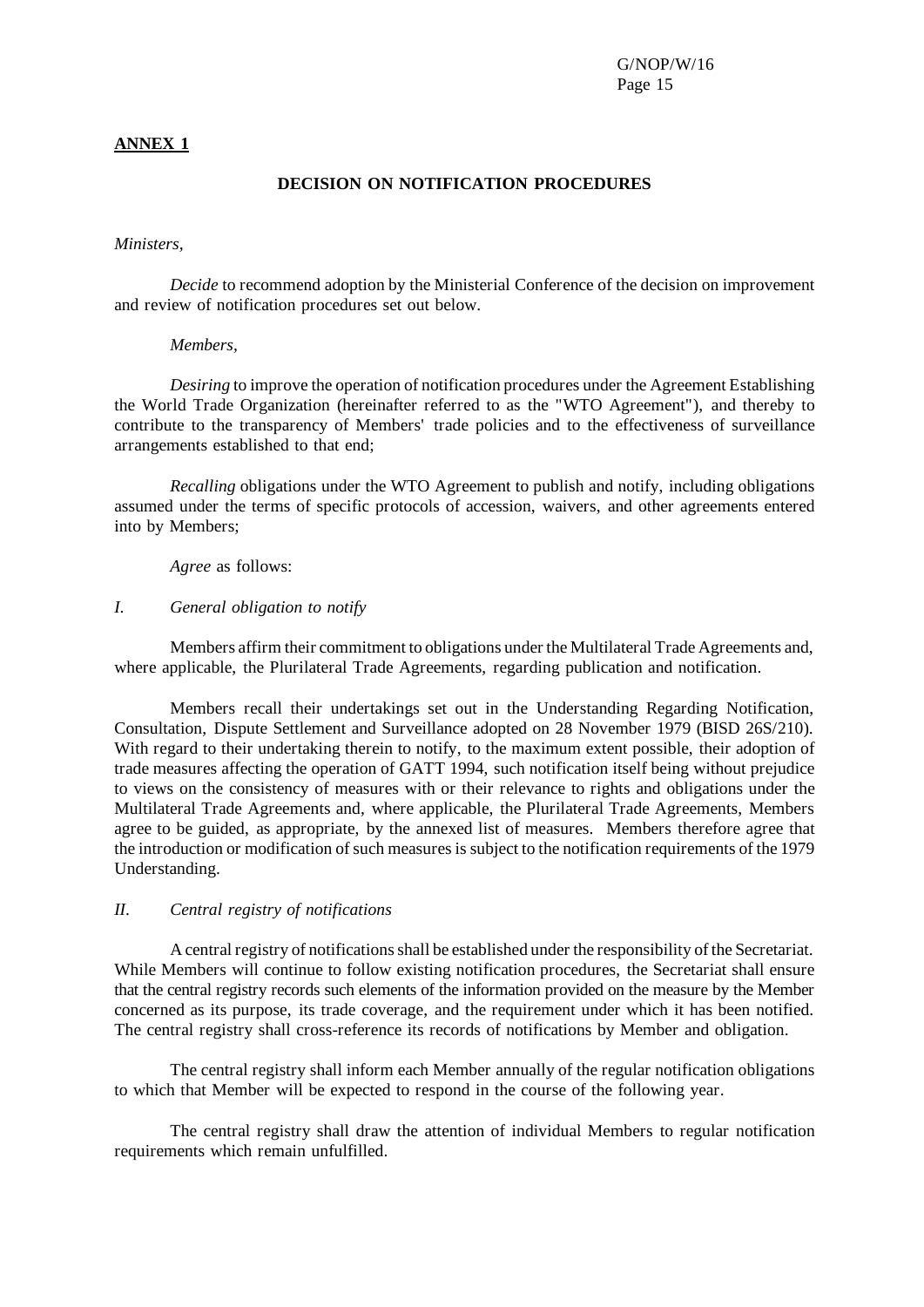**ANNEX 1**

## DECISION ON NOTIFICATION PROCEDURES

*Ministers,*

*Decide* to recommend adoption by the Ministerial Conference of the decision on improvement and review of notification procedures set out below.

*Members,*

*Desiring* to improve the operation of notification procedures under the Agreement Establishing the World Trade Organization (hereinafter referred to as the "WTO Agreement"), and thereby to contribute to the transparency of Members' trade policies and to the effectiveness of surveillance arrangements established to that end;

*Recalling* obligations under the WTO Agreement to publish and notify, including obligations assumed under the terms of specific protocols of accession, waivers, and other agreements entered into by Members;

*Agree* as follows:

### I. *General obligation to notify*

Members affirm their commitment to obligations under the Multilateral Trade Agreements and, where applicable, the Plurilateral Trade Agreements, regarding publication and notification.

Members recall their undertakings set out in the Understanding Regarding Notification, Consultation, Dispute Settlement and Surveillance adopted on 28 November 1979 (BISD 26S/210). With regard to their undertaking therein to notify, to the maximum extent possible, their adoption of trade measures affecting the operation of GATT 1994, such notification itself being without prejudice to views on the consistency of measures with or their relevance to rights and obligations under the Multilateral Trade Agreements and, where applicable, the Plurilateral Trade Agreements, Members agree to be guided, as appropriate, by the annexed list of measures. Members therefore agree that the introduction or modification of such measures is subject to the notification requirements of the 1979 Understanding.

### II. *Central registry of notifications*

A central registry of notifications shall be established under the responsibility of the Secretariat. While Members will continue to follow existing notification procedures, the Secretariat shall ensure that the central registry records such elements of the information provided on the measure by the Member concerned as its purpose, its trade coverage, and the requirement under which it has been notified. The central registry shall cross-reference its records of notifications by Member and obligation.

The central registry shall inform each Member annually of the regular notification obligations to which that Member will be expected to respond in the course of the following year.

The central registry shall draw the attention of individual Members to regular notification requirements which remain unfulfilled.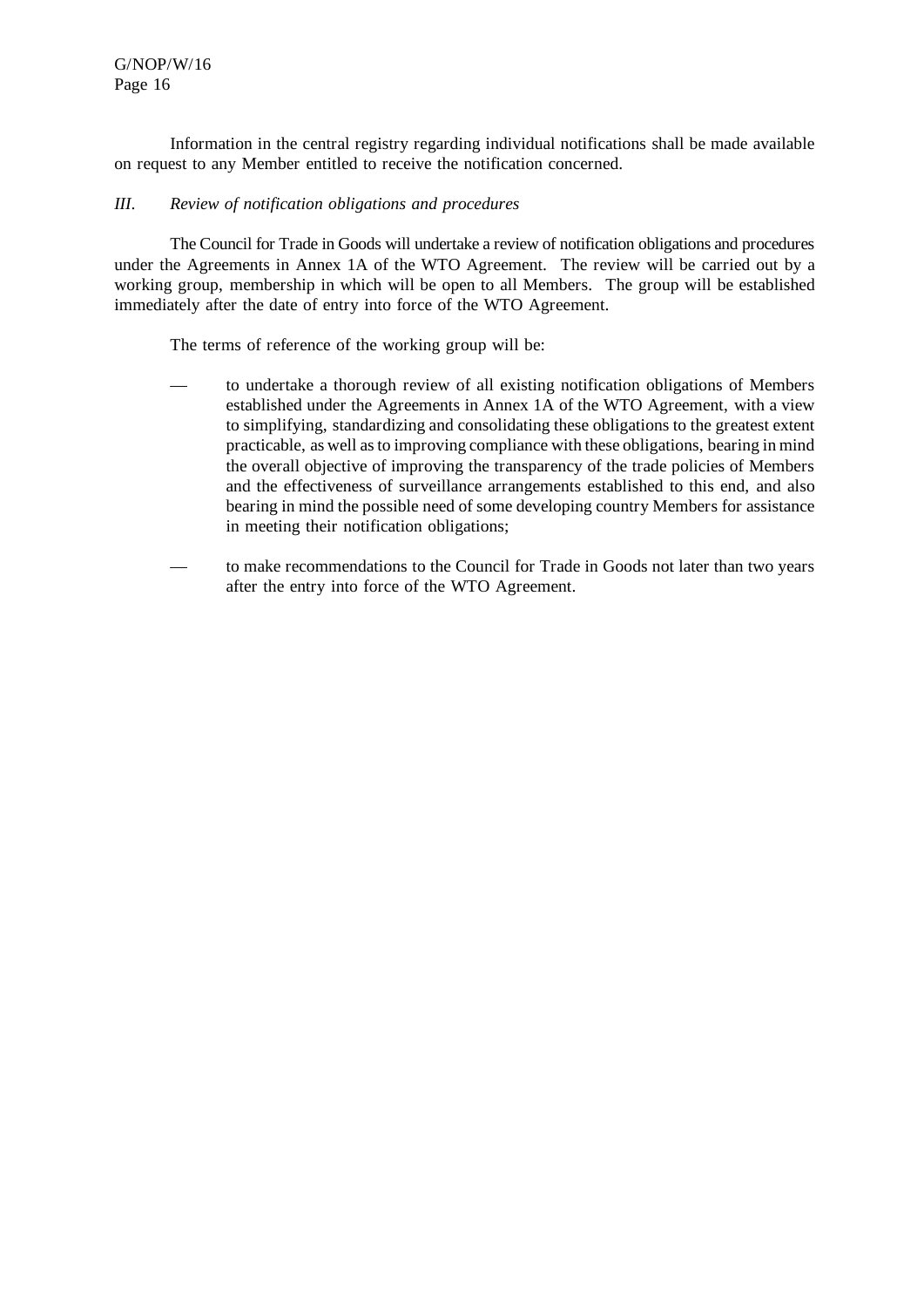Information in the central registry regarding individual notifications shall be made available on request to any Member entitled to receive the notification concerned.

### *III. Review of notification obligations and procedures*

The Council for Trade in Goods will undertake a review of notification obligations and procedures under the Agreements in Annex 1A of the WTO Agreement. The review will be carried out by a working group, membership in which will be open to all Members. The group will be established immediately after the date of entry into force of the WTO Agreement.

The terms of reference of the working group will be:

- to undertake a thorough review of all existing notification obligations of Members established under the Agreements in Annex 1A of the WTO Agreement, with a view to simplifying, standardizing and consolidating these obligations to the greatest extent practicable, as well as to improving compliance with these obligations, bearing in mind the overall objective of improving the transparency of the trade policies of Members and the effectiveness of surveillance arrangements established to this end, and also bearing in mind the possible need of some developing country Members for assistance in meeting their notification obligations;

- to make recommendations to the Council for Trade in Goods not later than two years after the entry into force of the WTO Agreement.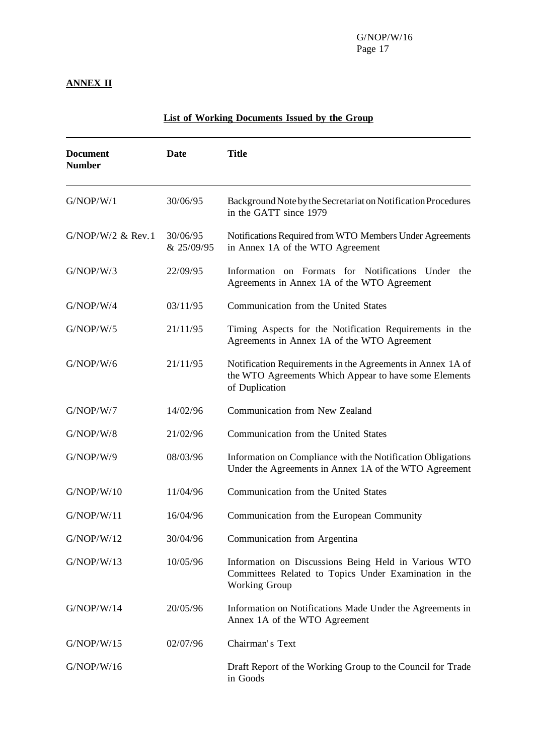**ANNEX II**

**List of Working Documents Issued by the Group**

| Document Number | Date | Title |
|---|---|---|
| G/NOP/W/1 | 30/06/95 | Background Note by the Secretariat on Notification Procedures in the GATT since 1979 |
| G/NOP/W/2 & Rev.1 | 30/06/95 & 25/09/95 | Notifications Required from WTO Members Under Agreements in Annex 1A of the WTO Agreement |
| G/NOP/W/3 | 22/09/95 | Information on Formats for Notifications Under the Agreements in Annex 1A of the WTO Agreement |
| G/NOP/W/4 | 03/11/95 | Communication from the United States |
| G/NOP/W/5 | 21/11/95 | Timing Aspects for the Notification Requirements in the Agreements in Annex 1A of the WTO Agreement |
| G/NOP/W/6 | 21/11/95 | Notification Requirements in the Agreements in Annex 1A of the WTO Agreements Which Appear to have some Elements of Duplication |
| G/NOP/W/7 | 14/02/96 | Communication from New Zealand |
| G/NOP/W/8 | 21/02/96 | Communication from the United States |
| G/NOP/W/9 | 08/03/96 | Information on Compliance with the Notification Obligations Under the Agreements in Annex 1A of the WTO Agreement |
| G/NOP/W/10 | 11/04/96 | Communication from the United States |
| G/NOP/W/11 | 16/04/96 | Communication from the European Community |
| G/NOP/W/12 | 30/04/96 | Communication from Argentina |
| G/NOP/W/13 | 10/05/96 | Information on Discussions Being Held in Various WTO Committees Related to Topics Under Examination in the Working Group |
| G/NOP/W/14 | 20/05/96 | Information on Notifications Made Under the Agreements in Annex 1A of the WTO Agreement |
| G/NOP/W/15 | 02/07/96 | Chairman's Text |
| G/NOP/W/16 | | Draft Report of the Working Group to the Council for Trade in Goods |